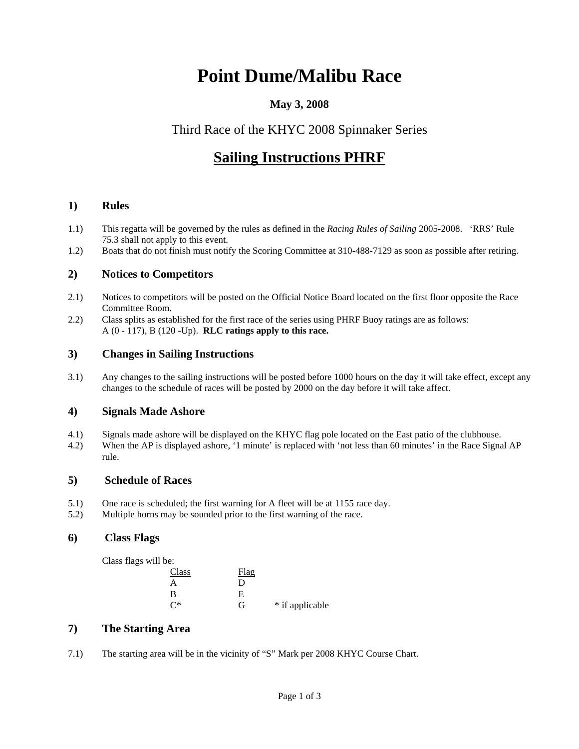# Point Dume/Malibu Race

**May 3, 2008**

Third Race of the KHYC 2008 Spinnaker Series

## <u>Sailing Instructions PHRF</u>

### 1) Rules

1.1) This regatta will be governed by the rules as defined in the *Racing Rules of Sailing* 2005-2008. 'RRS' Rule 75.3 shall not apply to this event.

1.2) Boats that do not finish must notify the Scoring Committee at 310-488-7129 as soon as possible after retiring.

### 2) Notices to Competitors

2.1) Notices to competitors will be posted on the Official Notice Board located on the first floor opposite the Race Committee Room.

2.2) Class splits as established for the first race of the series using PHRF Buoy ratings are as follows: A (0 - 117), B (120 -Up). **RLC ratings apply to this race.**

### 3) Changes in Sailing Instructions

3.1) Any changes to the sailing instructions will be posted before 1000 hours on the day it will take effect, except any changes to the schedule of races will be posted by 2000 on the day before it will take affect.

### 4) Signals Made Ashore

4.1) Signals made ashore will be displayed on the KHYC flag pole located on the East patio of the clubhouse.

4.2) When the AP is displayed ashore, '1 minute' is replaced with 'not less than 60 minutes' in the Race Signal AP rule.

### 5) Schedule of Races

5.1) One race is scheduled; the first warning for A fleet will be at 1155 race day.

5.2) Multiple horns may be sounded prior to the first warning of the race.

### 6) Class Flags

Class flags will be:

| Class | Flag | |
|---|---|---|
| A | D | |
| B | E | |
| C* | G | * if applicable |

### 7) The Starting Area

7.1) The starting area will be in the vicinity of "S" Mark per 2008 KHYC Course Chart.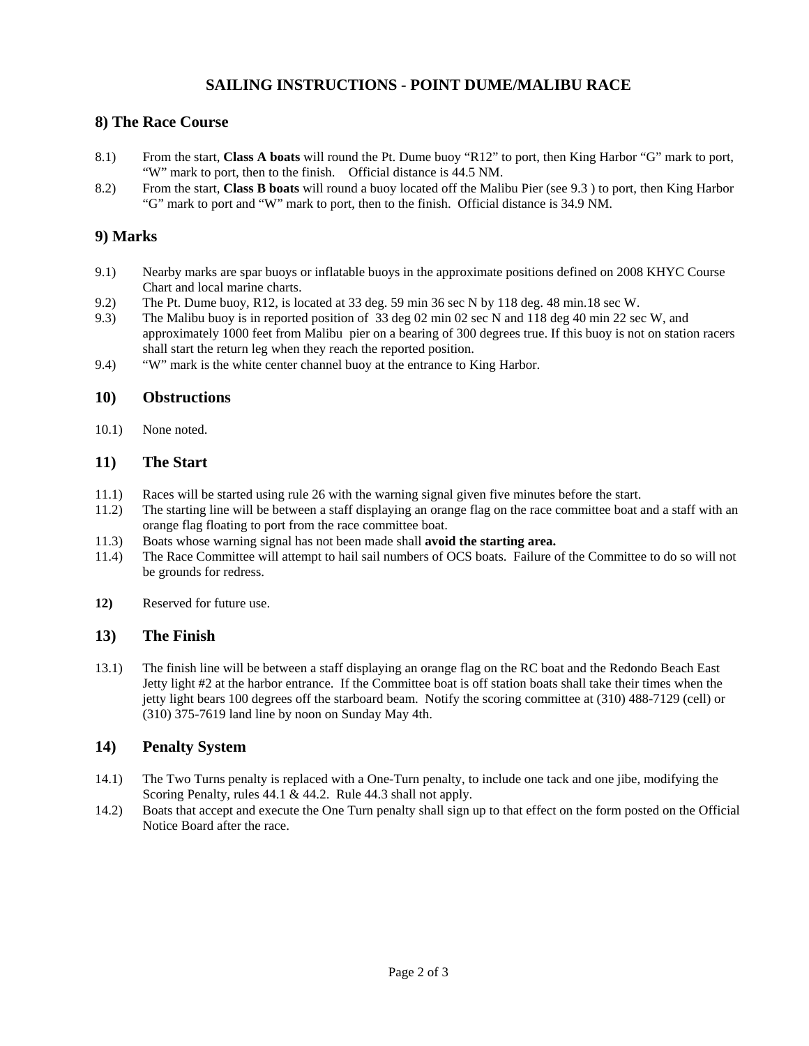# SAILING INSTRUCTIONS - POINT DUME/MALIBU RACE

## 8) The Race Course

8.1) From the start, **Class A boats** will round the Pt. Dume buoy "R12" to port, then King Harbor "G" mark to port, "W" mark to port, then to the finish. Official distance is 44.5 NM.

8.2) From the start, **Class B boats** will round a buoy located off the Malibu Pier (see 9.3 ) to port, then King Harbor "G" mark to port and "W" mark to port, then to the finish. Official distance is 34.9 NM.

## 9) Marks

9.1) Nearby marks are spar buoys or inflatable buoys in the approximate positions defined on 2008 KHYC Course Chart and local marine charts.

9.2) The Pt. Dume buoy, R12, is located at 33 deg. 59 min 36 sec N by 118 deg. 48 min.18 sec W.

9.3) The Malibu buoy is in reported position of 33 deg 02 min 02 sec N and 118 deg 40 min 22 sec W, and approximately 1000 feet from Malibu pier on a bearing of 300 degrees true. If this buoy is not on station racers shall start the return leg when they reach the reported position.

9.4) "W" mark is the white center channel buoy at the entrance to King Harbor.

## 10) Obstructions

10.1) None noted.

## 11) The Start

11.1) Races will be started using rule 26 with the warning signal given five minutes before the start.

11.2) The starting line will be between a staff displaying an orange flag on the race committee boat and a staff with an orange flag floating to port from the race committee boat.

11.3) Boats whose warning signal has not been made shall **avoid the starting area.**

11.4) The Race Committee will attempt to hail sail numbers of OCS boats. Failure of the Committee to do so will not be grounds for redress.

**12)** Reserved for future use.

## 13) The Finish

13.1) The finish line will be between a staff displaying an orange flag on the RC boat and the Redondo Beach East Jetty light #2 at the harbor entrance. If the Committee boat is off station boats shall take their times when the jetty light bears 100 degrees off the starboard beam. Notify the scoring committee at (310) 488-7129 (cell) or (310) 375-7619 land line by noon on Sunday May 4th.

## 14) Penalty System

14.1) The Two Turns penalty is replaced with a One-Turn penalty, to include one tack and one jibe, modifying the Scoring Penalty, rules 44.1 & 44.2. Rule 44.3 shall not apply.

14.2) Boats that accept and execute the One Turn penalty shall sign up to that effect on the form posted on the Official Notice Board after the race.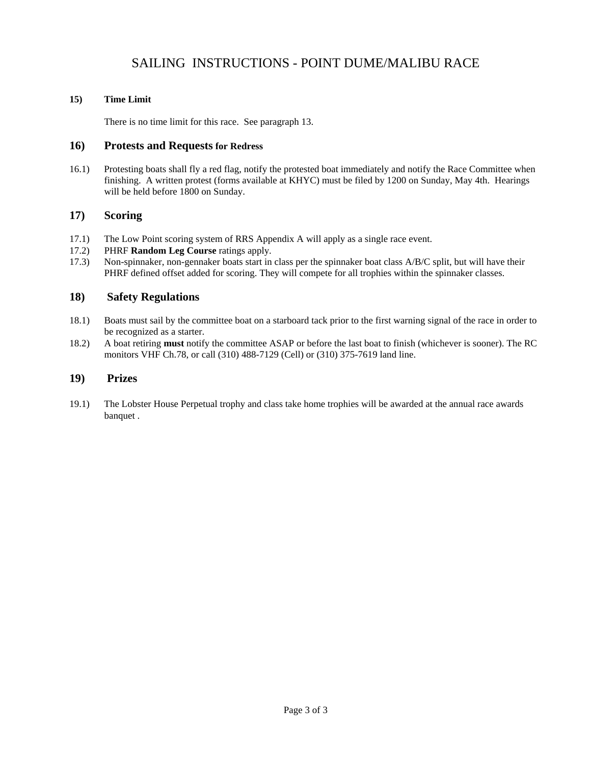# SAILING INSTRUCTIONS - POINT DUME/MALIBU RACE

**15) Time Limit**

There is no time limit for this race. See paragraph 13.

## 16) Protests and Requests for Redress

16.1) Protesting boats shall fly a red flag, notify the protested boat immediately and notify the Race Committee when finishing. A written protest (forms available at KHYC) must be filed by 1200 on Sunday, May 4th. Hearings will be held before 1800 on Sunday.

## 17) Scoring

17.1) The Low Point scoring system of RRS Appendix A will apply as a single race event.

17.2) PHRF **Random Leg Course** ratings apply.

17.3) Non-spinnaker, non-gennaker boats start in class per the spinnaker boat class A/B/C split, but will have their PHRF defined offset added for scoring. They will compete for all trophies within the spinnaker classes.

## 18) Safety Regulations

18.1) Boats must sail by the committee boat on a starboard tack prior to the first warning signal of the race in order to be recognized as a starter.

18.2) A boat retiring **must** notify the committee ASAP or before the last boat to finish (whichever is sooner). The RC monitors VHF Ch.78, or call (310) 488-7129 (Cell) or (310) 375-7619 land line.

## 19) Prizes

19.1) The Lobster House Perpetual trophy and class take home trophies will be awarded at the annual race awards banquet .